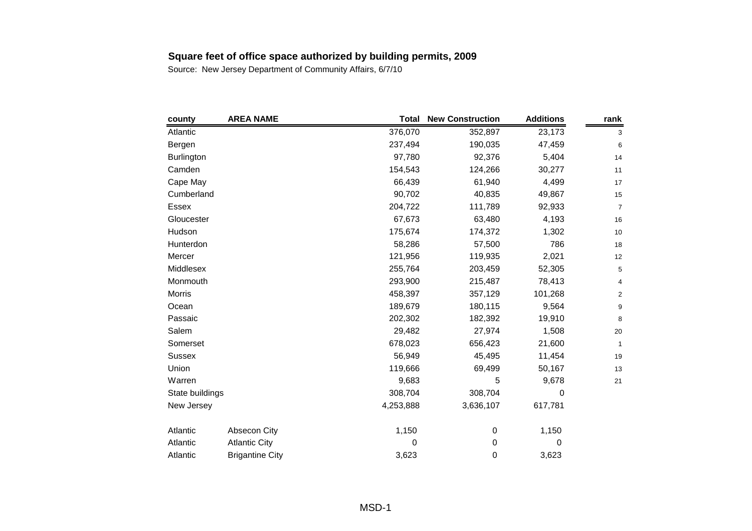**Square feet of office space authorized by building permits, 2009**

Source: New Jersey Department of Community Affairs, 6/7/10

| county | AREA NAME | Total | New Construction | Additions | rank |
|---|---|---|---|---|---|
| Atlantic | | 376,070 | 352,897 | 23,173 | 3 |
| Bergen | | 237,494 | 190,035 | 47,459 | 6 |
| Burlington | | 97,780 | 92,376 | 5,404 | 14 |
| Camden | | 154,543 | 124,266 | 30,277 | 11 |
| Cape May | | 66,439 | 61,940 | 4,499 | 17 |
| Cumberland | | 90,702 | 40,835 | 49,867 | 15 |
| Essex | | 204,722 | 111,789 | 92,933 | 7 |
| Gloucester | | 67,673 | 63,480 | 4,193 | 16 |
| Hudson | | 175,674 | 174,372 | 1,302 | 10 |
| Hunterdon | | 58,286 | 57,500 | 786 | 18 |
| Mercer | | 121,956 | 119,935 | 2,021 | 12 |
| Middlesex | | 255,764 | 203,459 | 52,305 | 5 |
| Monmouth | | 293,900 | 215,487 | 78,413 | 4 |
| Morris | | 458,397 | 357,129 | 101,268 | 2 |
| Ocean | | 189,679 | 180,115 | 9,564 | 9 |
| Passaic | | 202,302 | 182,392 | 19,910 | 8 |
| Salem | | 29,482 | 27,974 | 1,508 | 20 |
| Somerset | | 678,023 | 656,423 | 21,600 | 1 |
| Sussex | | 56,949 | 45,495 | 11,454 | 19 |
| Union | | 119,666 | 69,499 | 50,167 | 13 |
| Warren | | 9,683 | 5 | 9,678 | 21 |
| State buildings | | 308,704 | 308,704 | 0 | |
| New Jersey | | 4,253,888 | 3,636,107 | 617,781 | |
| | | | | | |
| Atlantic | Absecon City | 1,150 | 0 | 1,150 | |
| Atlantic | Atlantic City | 0 | 0 | 0 | |
| Atlantic | Brigantine City | 3,623 | 0 | 3,623 | |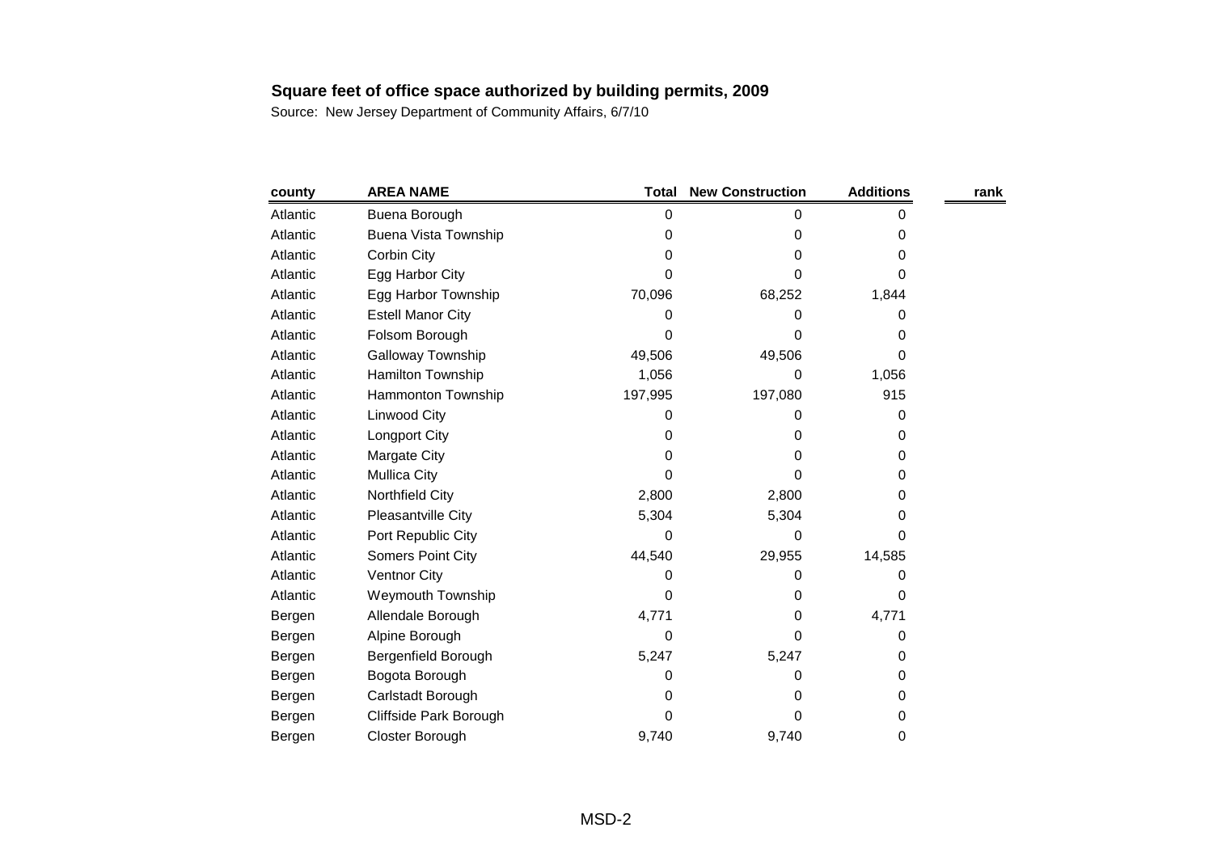**Square feet of office space authorized by building permits, 2009**

Source: New Jersey Department of Community Affairs, 6/7/10

| county | AREA NAME | Total | New Construction | Additions | rank |
|---|---|---|---|---|---|
| Atlantic | Buena Borough | 0 | 0 | 0 | |
| Atlantic | Buena Vista Township | 0 | 0 | 0 | |
| Atlantic | Corbin City | 0 | 0 | 0 | |
| Atlantic | Egg Harbor City | 0 | 0 | 0 | |
| Atlantic | Egg Harbor Township | 70,096 | 68,252 | 1,844 | |
| Atlantic | Estell Manor City | 0 | 0 | 0 | |
| Atlantic | Folsom Borough | 0 | 0 | 0 | |
| Atlantic | Galloway Township | 49,506 | 49,506 | 0 | |
| Atlantic | Hamilton Township | 1,056 | 0 | 1,056 | |
| Atlantic | Hammonton Township | 197,995 | 197,080 | 915 | |
| Atlantic | Linwood City | 0 | 0 | 0 | |
| Atlantic | Longport City | 0 | 0 | 0 | |
| Atlantic | Margate City | 0 | 0 | 0 | |
| Atlantic | Mullica City | 0 | 0 | 0 | |
| Atlantic | Northfield City | 2,800 | 2,800 | 0 | |
| Atlantic | Pleasantville City | 5,304 | 5,304 | 0 | |
| Atlantic | Port Republic City | 0 | 0 | 0 | |
| Atlantic | Somers Point City | 44,540 | 29,955 | 14,585 | |
| Atlantic | Ventnor City | 0 | 0 | 0 | |
| Atlantic | Weymouth Township | 0 | 0 | 0 | |
| Bergen | Allendale Borough | 4,771 | 0 | 4,771 | |
| Bergen | Alpine Borough | 0 | 0 | 0 | |
| Bergen | Bergenfield Borough | 5,247 | 5,247 | 0 | |
| Bergen | Bogota Borough | 0 | 0 | 0 | |
| Bergen | Carlstadt Borough | 0 | 0 | 0 | |
| Bergen | Cliffside Park Borough | 0 | 0 | 0 | |
| Bergen | Closter Borough | 9,740 | 9,740 | 0 | |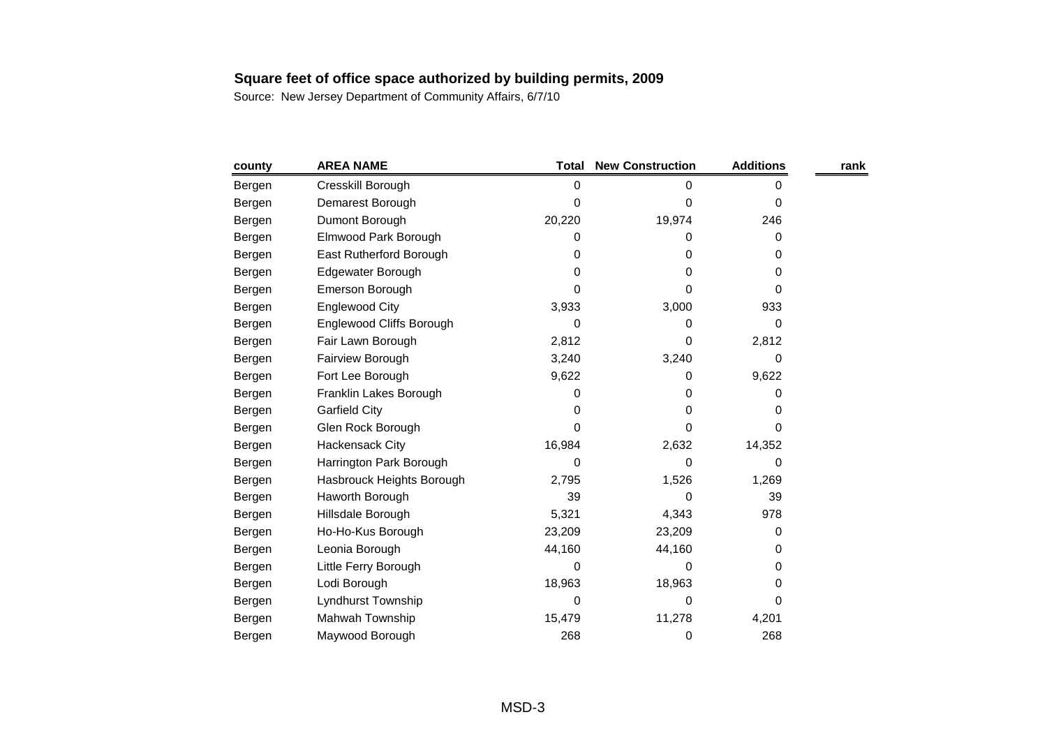**Square feet of office space authorized by building permits, 2009**

Source: New Jersey Department of Community Affairs, 6/7/10

| county | AREA NAME | Total | New Construction | Additions | rank |
|---|---|---|---|---|---|
| Bergen | Cresskill Borough | 0 | 0 | 0 | |
| Bergen | Demarest Borough | 0 | 0 | 0 | |
| Bergen | Dumont Borough | 20,220 | 19,974 | 246 | |
| Bergen | Elmwood Park Borough | 0 | 0 | 0 | |
| Bergen | East Rutherford Borough | 0 | 0 | 0 | |
| Bergen | Edgewater Borough | 0 | 0 | 0 | |
| Bergen | Emerson Borough | 0 | 0 | 0 | |
| Bergen | Englewood City | 3,933 | 3,000 | 933 | |
| Bergen | Englewood Cliffs Borough | 0 | 0 | 0 | |
| Bergen | Fair Lawn Borough | 2,812 | 0 | 2,812 | |
| Bergen | Fairview Borough | 3,240 | 3,240 | 0 | |
| Bergen | Fort Lee Borough | 9,622 | 0 | 9,622 | |
| Bergen | Franklin Lakes Borough | 0 | 0 | 0 | |
| Bergen | Garfield City | 0 | 0 | 0 | |
| Bergen | Glen Rock Borough | 0 | 0 | 0 | |
| Bergen | Hackensack City | 16,984 | 2,632 | 14,352 | |
| Bergen | Harrington Park Borough | 0 | 0 | 0 | |
| Bergen | Hasbrouck Heights Borough | 2,795 | 1,526 | 1,269 | |
| Bergen | Haworth Borough | 39 | 0 | 39 | |
| Bergen | Hillsdale Borough | 5,321 | 4,343 | 978 | |
| Bergen | Ho-Ho-Kus Borough | 23,209 | 23,209 | 0 | |
| Bergen | Leonia Borough | 44,160 | 44,160 | 0 | |
| Bergen | Little Ferry Borough | 0 | 0 | 0 | |
| Bergen | Lodi Borough | 18,963 | 18,963 | 0 | |
| Bergen | Lyndhurst Township | 0 | 0 | 0 | |
| Bergen | Mahwah Township | 15,479 | 11,278 | 4,201 | |
| Bergen | Maywood Borough | 268 | 0 | 268 | |

MSD-3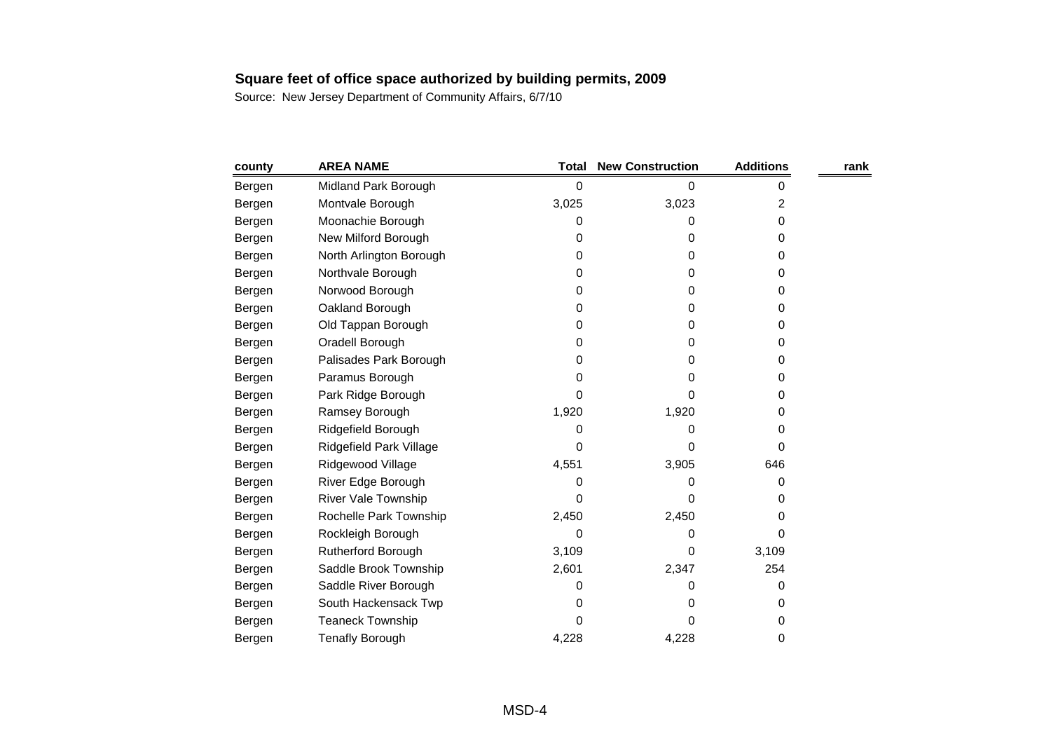## Square feet of office space authorized by building permits, 2009

Source: New Jersey Department of Community Affairs, 6/7/10

| county | AREA NAME | Total | New Construction | Additions | rank |
|---|---|---|---|---|---|
| Bergen | Midland Park Borough | 0 | 0 | 0 | |
| Bergen | Montvale Borough | 3,025 | 3,023 | 2 | |
| Bergen | Moonachie Borough | 0 | 0 | 0 | |
| Bergen | New Milford Borough | 0 | 0 | 0 | |
| Bergen | North Arlington Borough | 0 | 0 | 0 | |
| Bergen | Northvale Borough | 0 | 0 | 0 | |
| Bergen | Norwood Borough | 0 | 0 | 0 | |
| Bergen | Oakland Borough | 0 | 0 | 0 | |
| Bergen | Old Tappan Borough | 0 | 0 | 0 | |
| Bergen | Oradell Borough | 0 | 0 | 0 | |
| Bergen | Palisades Park Borough | 0 | 0 | 0 | |
| Bergen | Paramus Borough | 0 | 0 | 0 | |
| Bergen | Park Ridge Borough | 0 | 0 | 0 | |
| Bergen | Ramsey Borough | 1,920 | 1,920 | 0 | |
| Bergen | Ridgefield Borough | 0 | 0 | 0 | |
| Bergen | Ridgefield Park Village | 0 | 0 | 0 | |
| Bergen | Ridgewood Village | 4,551 | 3,905 | 646 | |
| Bergen | River Edge Borough | 0 | 0 | 0 | |
| Bergen | River Vale Township | 0 | 0 | 0 | |
| Bergen | Rochelle Park Township | 2,450 | 2,450 | 0 | |
| Bergen | Rockleigh Borough | 0 | 0 | 0 | |
| Bergen | Rutherford Borough | 3,109 | 0 | 3,109 | |
| Bergen | Saddle Brook Township | 2,601 | 2,347 | 254 | |
| Bergen | Saddle River Borough | 0 | 0 | 0 | |
| Bergen | South Hackensack Twp | 0 | 0 | 0 | |
| Bergen | Teaneck Township | 0 | 0 | 0 | |
| Bergen | Tenafly Borough | 4,228 | 4,228 | 0 | |

MSD-4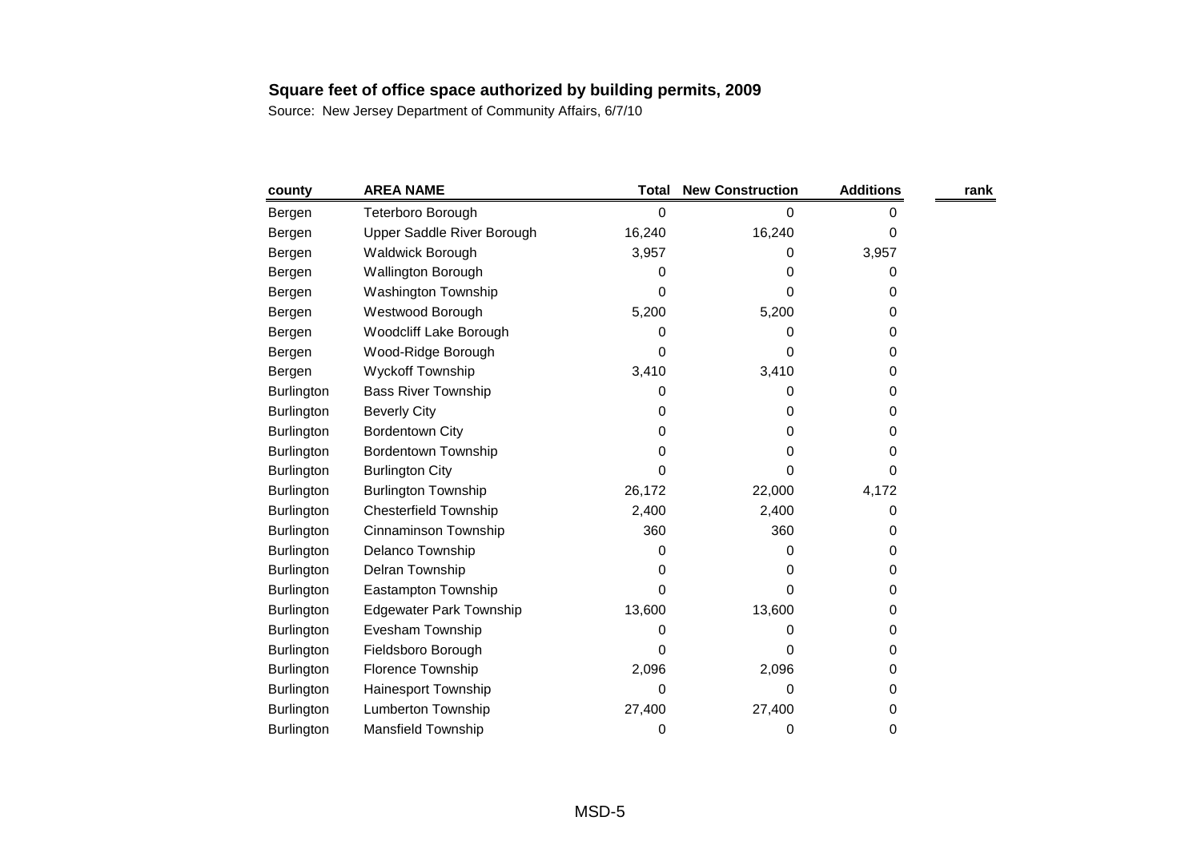**Square feet of office space authorized by building permits, 2009**

Source: New Jersey Department of Community Affairs, 6/7/10

| county | AREA NAME | Total | New Construction | Additions | rank |
|---|---|---|---|---|---|
| Bergen | Teterboro Borough | 0 | 0 | 0 | |
| Bergen | Upper Saddle River Borough | 16,240 | 16,240 | 0 | |
| Bergen | Waldwick Borough | 3,957 | 0 | 3,957 | |
| Bergen | Wallington Borough | 0 | 0 | 0 | |
| Bergen | Washington Township | 0 | 0 | 0 | |
| Bergen | Westwood Borough | 5,200 | 5,200 | 0 | |
| Bergen | Woodcliff Lake Borough | 0 | 0 | 0 | |
| Bergen | Wood-Ridge Borough | 0 | 0 | 0 | |
| Bergen | Wyckoff Township | 3,410 | 3,410 | 0 | |
| Burlington | Bass River Township | 0 | 0 | 0 | |
| Burlington | Beverly City | 0 | 0 | 0 | |
| Burlington | Bordentown City | 0 | 0 | 0 | |
| Burlington | Bordentown Township | 0 | 0 | 0 | |
| Burlington | Burlington City | 0 | 0 | 0 | |
| Burlington | Burlington Township | 26,172 | 22,000 | 4,172 | |
| Burlington | Chesterfield Township | 2,400 | 2,400 | 0 | |
| Burlington | Cinnaminson Township | 360 | 360 | 0 | |
| Burlington | Delanco Township | 0 | 0 | 0 | |
| Burlington | Delran Township | 0 | 0 | 0 | |
| Burlington | Eastampton Township | 0 | 0 | 0 | |
| Burlington | Edgewater Park Township | 13,600 | 13,600 | 0 | |
| Burlington | Evesham Township | 0 | 0 | 0 | |
| Burlington | Fieldsboro Borough | 0 | 0 | 0 | |
| Burlington | Florence Township | 2,096 | 2,096 | 0 | |
| Burlington | Hainesport Township | 0 | 0 | 0 | |
| Burlington | Lumberton Township | 27,400 | 27,400 | 0 | |
| Burlington | Mansfield Township | 0 | 0 | 0 | |

MSD-5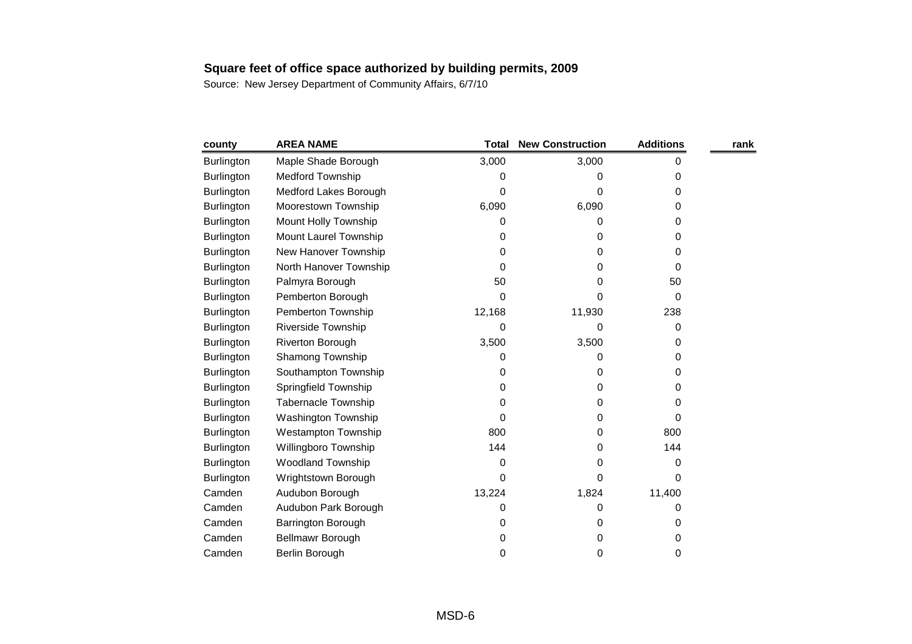**Square feet of office space authorized by building permits, 2009**

Source: New Jersey Department of Community Affairs, 6/7/10

| county | AREA NAME | Total | New Construction | Additions | rank |
|---|---|---|---|---|---|
| Burlington | Maple Shade Borough | 3,000 | 3,000 | 0 | |
| Burlington | Medford Township | 0 | 0 | 0 | |
| Burlington | Medford Lakes Borough | 0 | 0 | 0 | |
| Burlington | Moorestown Township | 6,090 | 6,090 | 0 | |
| Burlington | Mount Holly Township | 0 | 0 | 0 | |
| Burlington | Mount Laurel Township | 0 | 0 | 0 | |
| Burlington | New Hanover Township | 0 | 0 | 0 | |
| Burlington | North Hanover Township | 0 | 0 | 0 | |
| Burlington | Palmyra Borough | 50 | 0 | 50 | |
| Burlington | Pemberton Borough | 0 | 0 | 0 | |
| Burlington | Pemberton Township | 12,168 | 11,930 | 238 | |
| Burlington | Riverside Township | 0 | 0 | 0 | |
| Burlington | Riverton Borough | 3,500 | 3,500 | 0 | |
| Burlington | Shamong Township | 0 | 0 | 0 | |
| Burlington | Southampton Township | 0 | 0 | 0 | |
| Burlington | Springfield Township | 0 | 0 | 0 | |
| Burlington | Tabernacle Township | 0 | 0 | 0 | |
| Burlington | Washington Township | 0 | 0 | 0 | |
| Burlington | Westampton Township | 800 | 0 | 800 | |
| Burlington | Willingboro Township | 144 | 0 | 144 | |
| Burlington | Woodland Township | 0 | 0 | 0 | |
| Burlington | Wrightstown Borough | 0 | 0 | 0 | |
| Camden | Audubon Borough | 13,224 | 1,824 | 11,400 | |
| Camden | Audubon Park Borough | 0 | 0 | 0 | |
| Camden | Barrington Borough | 0 | 0 | 0 | |
| Camden | Bellmawr Borough | 0 | 0 | 0 | |
| Camden | Berlin Borough | 0 | 0 | 0 | |

MSD-6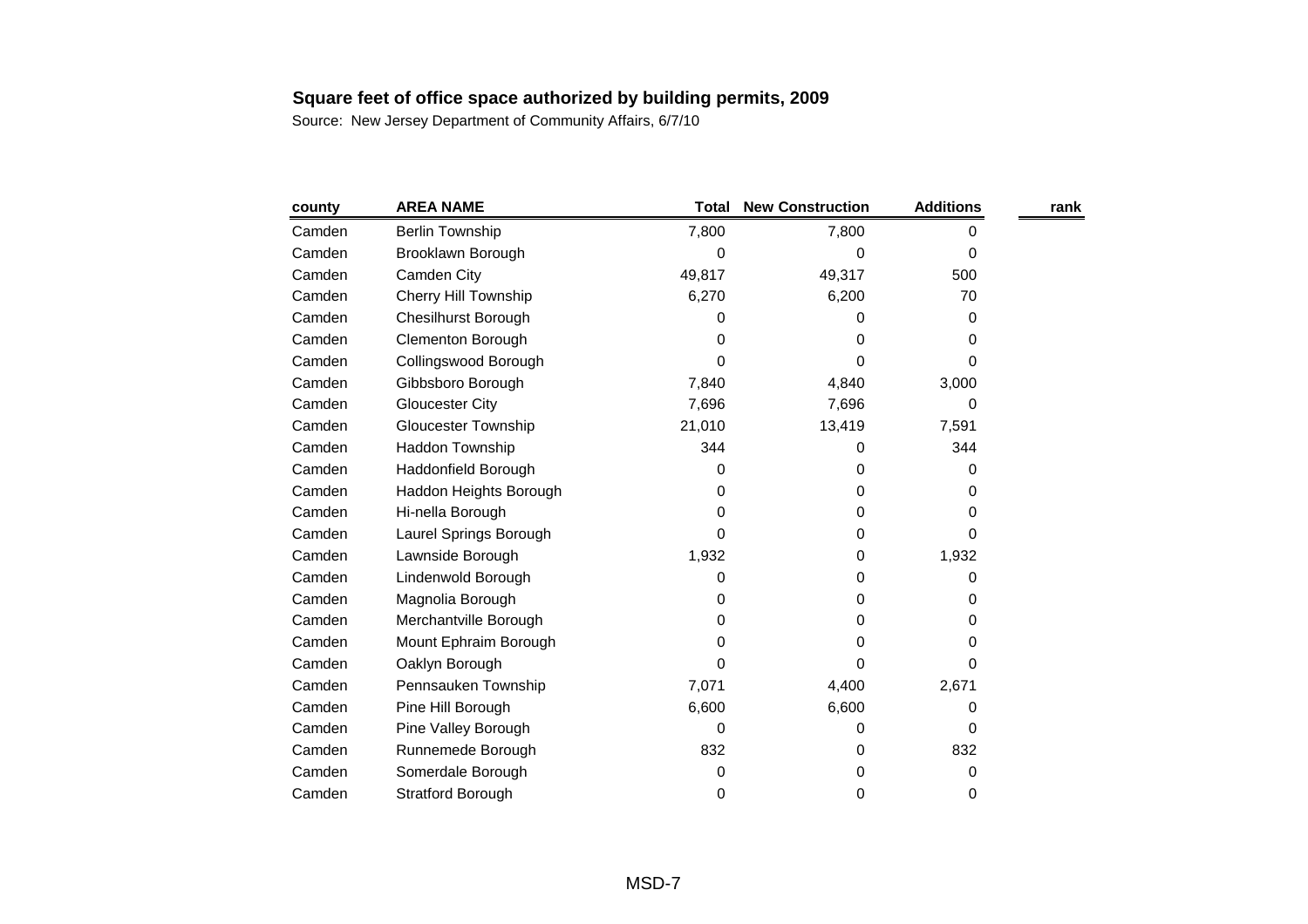**Square feet of office space authorized by building permits, 2009**

Source: New Jersey Department of Community Affairs, 6/7/10

| county | AREA NAME | Total | New Construction | Additions | rank |
|---|---|---|---|---|---|
| Camden | Berlin Township | 7,800 | 7,800 | 0 | |
| Camden | Brooklawn Borough | 0 | 0 | 0 | |
| Camden | Camden City | 49,817 | 49,317 | 500 | |
| Camden | Cherry Hill Township | 6,270 | 6,200 | 70 | |
| Camden | Chesilhurst Borough | 0 | 0 | 0 | |
| Camden | Clementon Borough | 0 | 0 | 0 | |
| Camden | Collingswood Borough | 0 | 0 | 0 | |
| Camden | Gibbsboro Borough | 7,840 | 4,840 | 3,000 | |
| Camden | Gloucester City | 7,696 | 7,696 | 0 | |
| Camden | Gloucester Township | 21,010 | 13,419 | 7,591 | |
| Camden | Haddon Township | 344 | 0 | 344 | |
| Camden | Haddonfield Borough | 0 | 0 | 0 | |
| Camden | Haddon Heights Borough | 0 | 0 | 0 | |
| Camden | Hi-nella Borough | 0 | 0 | 0 | |
| Camden | Laurel Springs Borough | 0 | 0 | 0 | |
| Camden | Lawnside Borough | 1,932 | 0 | 1,932 | |
| Camden | Lindenwold Borough | 0 | 0 | 0 | |
| Camden | Magnolia Borough | 0 | 0 | 0 | |
| Camden | Merchantville Borough | 0 | 0 | 0 | |
| Camden | Mount Ephraim Borough | 0 | 0 | 0 | |
| Camden | Oaklyn Borough | 0 | 0 | 0 | |
| Camden | Pennsauken Township | 7,071 | 4,400 | 2,671 | |
| Camden | Pine Hill Borough | 6,600 | 6,600 | 0 | |
| Camden | Pine Valley Borough | 0 | 0 | 0 | |
| Camden | Runnemede Borough | 832 | 0 | 832 | |
| Camden | Somerdale Borough | 0 | 0 | 0 | |
| Camden | Stratford Borough | 0 | 0 | 0 | |

MSD-7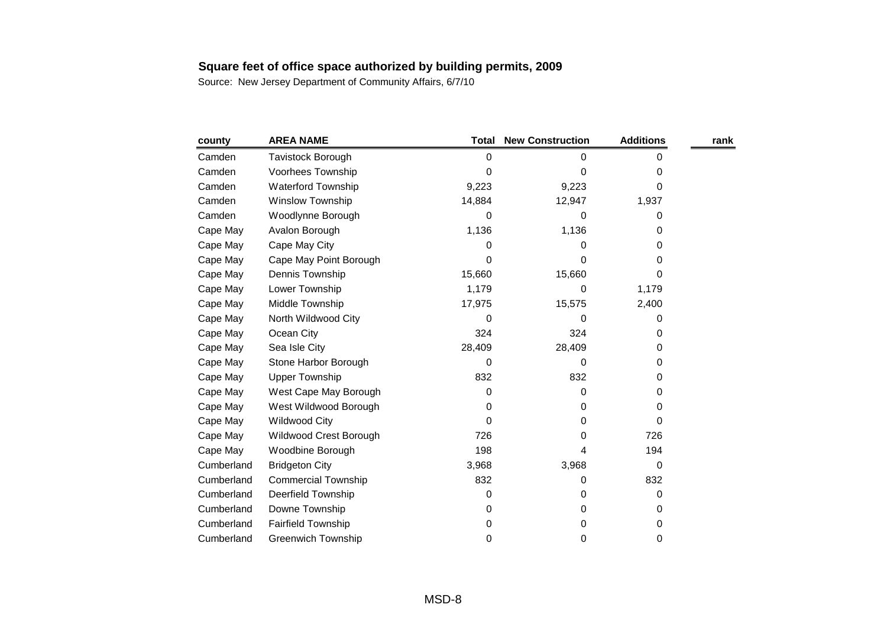**Square feet of office space authorized by building permits, 2009**

Source: New Jersey Department of Community Affairs, 6/7/10

| county | AREA NAME | Total | New Construction | Additions | rank |
|---|---|---|---|---|---|
| Camden | Tavistock Borough | 0 | 0 | 0 | |
| Camden | Voorhees Township | 0 | 0 | 0 | |
| Camden | Waterford Township | 9,223 | 9,223 | 0 | |
| Camden | Winslow Township | 14,884 | 12,947 | 1,937 | |
| Camden | Woodlynne Borough | 0 | 0 | 0 | |
| Cape May | Avalon Borough | 1,136 | 1,136 | 0 | |
| Cape May | Cape May City | 0 | 0 | 0 | |
| Cape May | Cape May Point Borough | 0 | 0 | 0 | |
| Cape May | Dennis Township | 15,660 | 15,660 | 0 | |
| Cape May | Lower Township | 1,179 | 0 | 1,179 | |
| Cape May | Middle Township | 17,975 | 15,575 | 2,400 | |
| Cape May | North Wildwood City | 0 | 0 | 0 | |
| Cape May | Ocean City | 324 | 324 | 0 | |
| Cape May | Sea Isle City | 28,409 | 28,409 | 0 | |
| Cape May | Stone Harbor Borough | 0 | 0 | 0 | |
| Cape May | Upper Township | 832 | 832 | 0 | |
| Cape May | West Cape May Borough | 0 | 0 | 0 | |
| Cape May | West Wildwood Borough | 0 | 0 | 0 | |
| Cape May | Wildwood City | 0 | 0 | 0 | |
| Cape May | Wildwood Crest Borough | 726 | 0 | 726 | |
| Cape May | Woodbine Borough | 198 | 4 | 194 | |
| Cumberland | Bridgeton City | 3,968 | 3,968 | 0 | |
| Cumberland | Commercial Township | 832 | 0 | 832 | |
| Cumberland | Deerfield Township | 0 | 0 | 0 | |
| Cumberland | Downe Township | 0 | 0 | 0 | |
| Cumberland | Fairfield Township | 0 | 0 | 0 | |
| Cumberland | Greenwich Township | 0 | 0 | 0 | |

MSD-8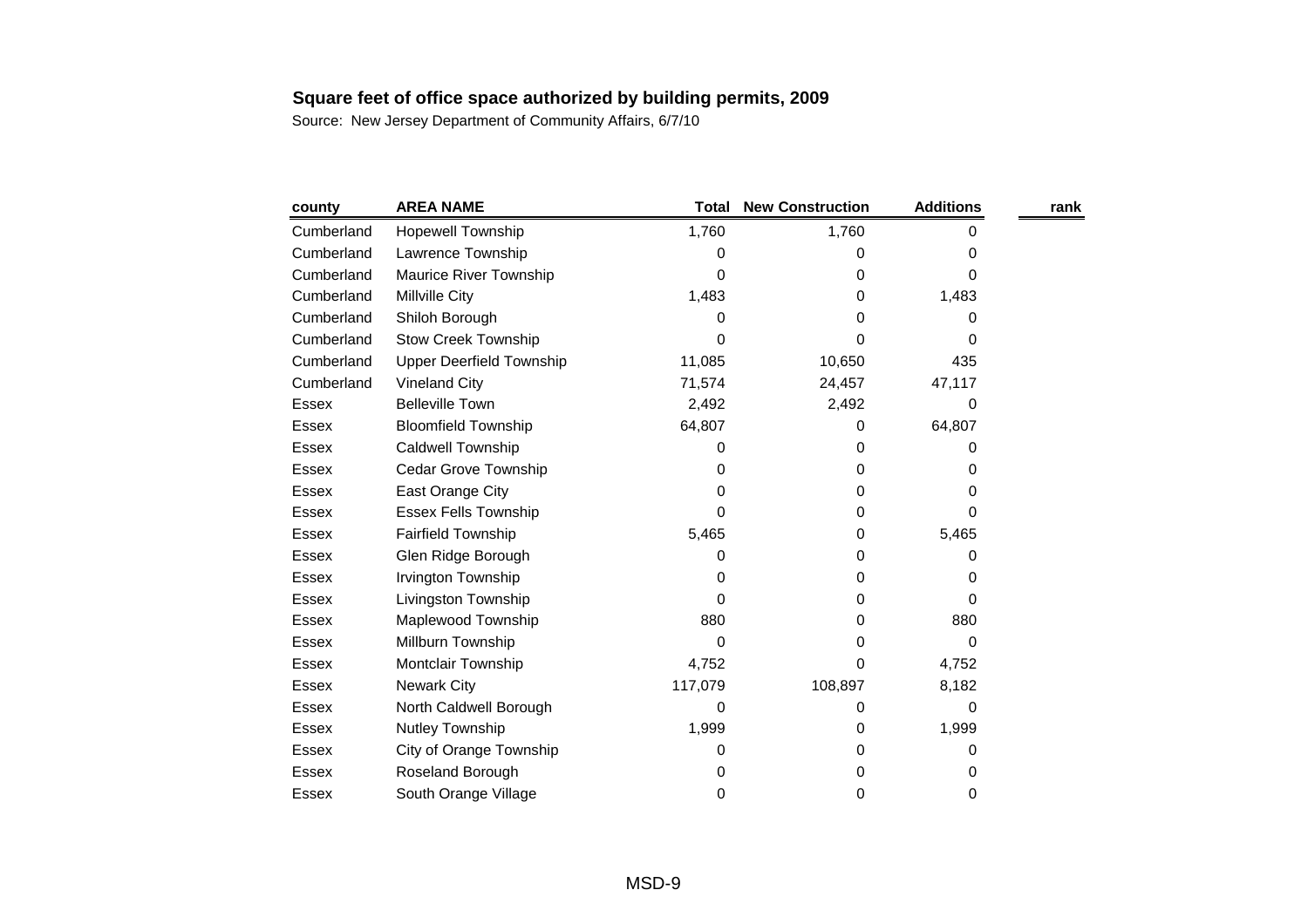**Square feet of office space authorized by building permits, 2009**

Source: New Jersey Department of Community Affairs, 6/7/10

| county | AREA NAME | Total | New Construction | Additions | rank |
|---|---|---|---|---|---|
| Cumberland | Hopewell Township | 1,760 | 1,760 | 0 | |
| Cumberland | Lawrence Township | 0 | 0 | 0 | |
| Cumberland | Maurice River Township | 0 | 0 | 0 | |
| Cumberland | Millville City | 1,483 | 0 | 1,483 | |
| Cumberland | Shiloh Borough | 0 | 0 | 0 | |
| Cumberland | Stow Creek Township | 0 | 0 | 0 | |
| Cumberland | Upper Deerfield Township | 11,085 | 10,650 | 435 | |
| Cumberland | Vineland City | 71,574 | 24,457 | 47,117 | |
| Essex | Belleville Town | 2,492 | 2,492 | 0 | |
| Essex | Bloomfield Township | 64,807 | 0 | 64,807 | |
| Essex | Caldwell Township | 0 | 0 | 0 | |
| Essex | Cedar Grove Township | 0 | 0 | 0 | |
| Essex | East Orange City | 0 | 0 | 0 | |
| Essex | Essex Fells Township | 0 | 0 | 0 | |
| Essex | Fairfield Township | 5,465 | 0 | 5,465 | |
| Essex | Glen Ridge Borough | 0 | 0 | 0 | |
| Essex | Irvington Township | 0 | 0 | 0 | |
| Essex | Livingston Township | 0 | 0 | 0 | |
| Essex | Maplewood Township | 880 | 0 | 880 | |
| Essex | Millburn Township | 0 | 0 | 0 | |
| Essex | Montclair Township | 4,752 | 0 | 4,752 | |
| Essex | Newark City | 117,079 | 108,897 | 8,182 | |
| Essex | North Caldwell Borough | 0 | 0 | 0 | |
| Essex | Nutley Township | 1,999 | 0 | 1,999 | |
| Essex | City of Orange Township | 0 | 0 | 0 | |
| Essex | Roseland Borough | 0 | 0 | 0 | |
| Essex | South Orange Village | 0 | 0 | 0 | |

MSD-9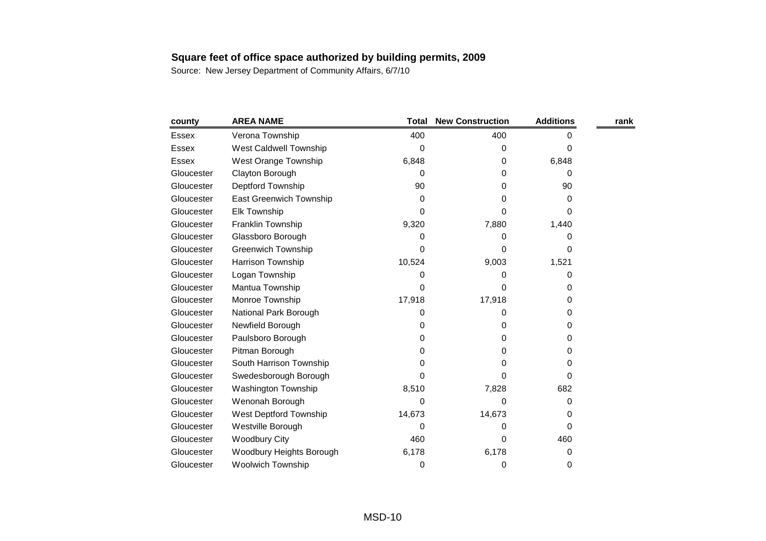**Square feet of office space authorized by building permits, 2009**

Source: New Jersey Department of Community Affairs, 6/7/10

| county | AREA NAME | Total | New Construction | Additions | rank |
|---|---|---|---|---|---|
| Essex | Verona Township | 400 | 400 | 0 | |
| Essex | West Caldwell Township | 0 | 0 | 0 | |
| Essex | West Orange Township | 6,848 | 0 | 6,848 | |
| Gloucester | Clayton Borough | 0 | 0 | 0 | |
| Gloucester | Deptford Township | 90 | 0 | 90 | |
| Gloucester | East Greenwich Township | 0 | 0 | 0 | |
| Gloucester | Elk Township | 0 | 0 | 0 | |
| Gloucester | Franklin Township | 9,320 | 7,880 | 1,440 | |
| Gloucester | Glassboro Borough | 0 | 0 | 0 | |
| Gloucester | Greenwich Township | 0 | 0 | 0 | |
| Gloucester | Harrison Township | 10,524 | 9,003 | 1,521 | |
| Gloucester | Logan Township | 0 | 0 | 0 | |
| Gloucester | Mantua Township | 0 | 0 | 0 | |
| Gloucester | Monroe Township | 17,918 | 17,918 | 0 | |
| Gloucester | National Park Borough | 0 | 0 | 0 | |
| Gloucester | Newfield Borough | 0 | 0 | 0 | |
| Gloucester | Paulsboro Borough | 0 | 0 | 0 | |
| Gloucester | Pitman Borough | 0 | 0 | 0 | |
| Gloucester | South Harrison Township | 0 | 0 | 0 | |
| Gloucester | Swedesborough Borough | 0 | 0 | 0 | |
| Gloucester | Washington Township | 8,510 | 7,828 | 682 | |
| Gloucester | Wenonah Borough | 0 | 0 | 0 | |
| Gloucester | West Deptford Township | 14,673 | 14,673 | 0 | |
| Gloucester | Westville Borough | 0 | 0 | 0 | |
| Gloucester | Woodbury City | 460 | 0 | 460 | |
| Gloucester | Woodbury Heights Borough | 6,178 | 6,178 | 0 | |
| Gloucester | Woolwich Township | 0 | 0 | 0 | |

MSD-10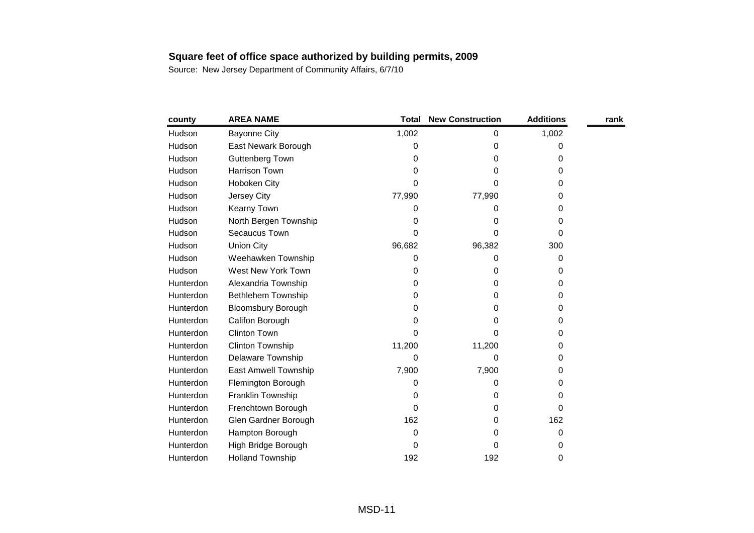**Square feet of office space authorized by building permits, 2009**

Source: New Jersey Department of Community Affairs, 6/7/10

| county | AREA NAME | Total | New Construction | Additions | rank |
|---|---|---|---|---|---|
| Hudson | Bayonne City | 1,002 | 0 | 1,002 | |
| Hudson | East Newark Borough | 0 | 0 | 0 | |
| Hudson | Guttenberg Town | 0 | 0 | 0 | |
| Hudson | Harrison Town | 0 | 0 | 0 | |
| Hudson | Hoboken City | 0 | 0 | 0 | |
| Hudson | Jersey City | 77,990 | 77,990 | 0 | |
| Hudson | Kearny Town | 0 | 0 | 0 | |
| Hudson | North Bergen Township | 0 | 0 | 0 | |
| Hudson | Secaucus Town | 0 | 0 | 0 | |
| Hudson | Union City | 96,682 | 96,382 | 300 | |
| Hudson | Weehawken Township | 0 | 0 | 0 | |
| Hudson | West New York Town | 0 | 0 | 0 | |
| Hunterdon | Alexandria Township | 0 | 0 | 0 | |
| Hunterdon | Bethlehem Township | 0 | 0 | 0 | |
| Hunterdon | Bloomsbury Borough | 0 | 0 | 0 | |
| Hunterdon | Califon Borough | 0 | 0 | 0 | |
| Hunterdon | Clinton Town | 0 | 0 | 0 | |
| Hunterdon | Clinton Township | 11,200 | 11,200 | 0 | |
| Hunterdon | Delaware Township | 0 | 0 | 0 | |
| Hunterdon | East Amwell Township | 7,900 | 7,900 | 0 | |
| Hunterdon | Flemington Borough | 0 | 0 | 0 | |
| Hunterdon | Franklin Township | 0 | 0 | 0 | |
| Hunterdon | Frenchtown Borough | 0 | 0 | 0 | |
| Hunterdon | Glen Gardner Borough | 162 | 0 | 162 | |
| Hunterdon | Hampton Borough | 0 | 0 | 0 | |
| Hunterdon | High Bridge Borough | 0 | 0 | 0 | |
| Hunterdon | Holland Township | 192 | 192 | 0 | |

MSD-11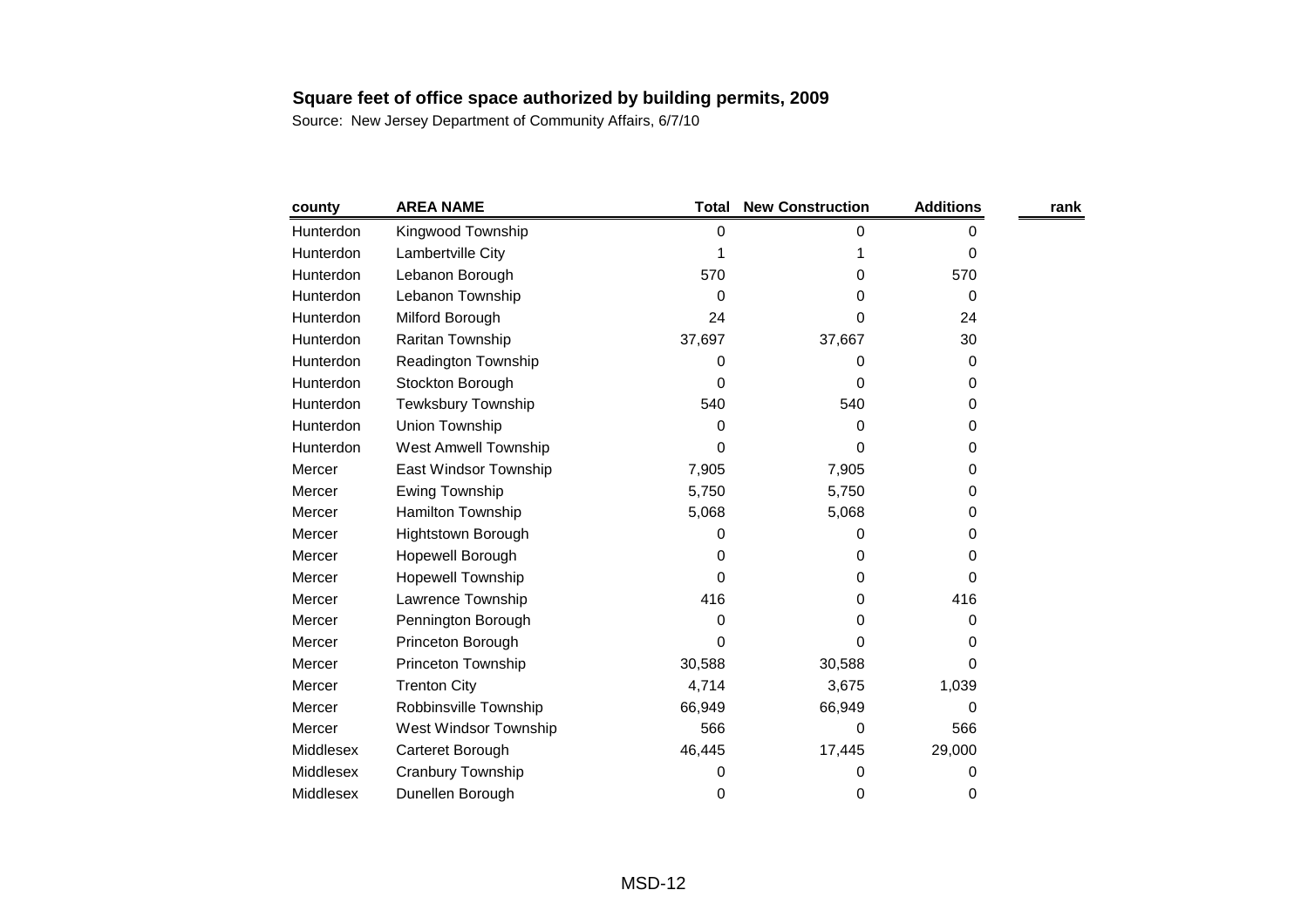**Square feet of office space authorized by building permits, 2009**

Source: New Jersey Department of Community Affairs, 6/7/10

| county | AREA NAME | Total | New Construction | Additions | rank |
|---|---|---|---|---|---|
| Hunterdon | Kingwood Township | 0 | 0 | 0 | |
| Hunterdon | Lambertville City | 1 | 1 | 0 | |
| Hunterdon | Lebanon Borough | 570 | 0 | 570 | |
| Hunterdon | Lebanon Township | 0 | 0 | 0 | |
| Hunterdon | Milford Borough | 24 | 0 | 24 | |
| Hunterdon | Raritan Township | 37,697 | 37,667 | 30 | |
| Hunterdon | Readington Township | 0 | 0 | 0 | |
| Hunterdon | Stockton Borough | 0 | 0 | 0 | |
| Hunterdon | Tewksbury Township | 540 | 540 | 0 | |
| Hunterdon | Union Township | 0 | 0 | 0 | |
| Hunterdon | West Amwell Township | 0 | 0 | 0 | |
| Mercer | East Windsor Township | 7,905 | 7,905 | 0 | |
| Mercer | Ewing Township | 5,750 | 5,750 | 0 | |
| Mercer | Hamilton Township | 5,068 | 5,068 | 0 | |
| Mercer | Hightstown Borough | 0 | 0 | 0 | |
| Mercer | Hopewell Borough | 0 | 0 | 0 | |
| Mercer | Hopewell Township | 0 | 0 | 0 | |
| Mercer | Lawrence Township | 416 | 0 | 416 | |
| Mercer | Pennington Borough | 0 | 0 | 0 | |
| Mercer | Princeton Borough | 0 | 0 | 0 | |
| Mercer | Princeton Township | 30,588 | 30,588 | 0 | |
| Mercer | Trenton City | 4,714 | 3,675 | 1,039 | |
| Mercer | Robbinsville Township | 66,949 | 66,949 | 0 | |
| Mercer | West Windsor Township | 566 | 0 | 566 | |
| Middlesex | Carteret Borough | 46,445 | 17,445 | 29,000 | |
| Middlesex | Cranbury Township | 0 | 0 | 0 | |
| Middlesex | Dunellen Borough | 0 | 0 | 0 | |

MSD-12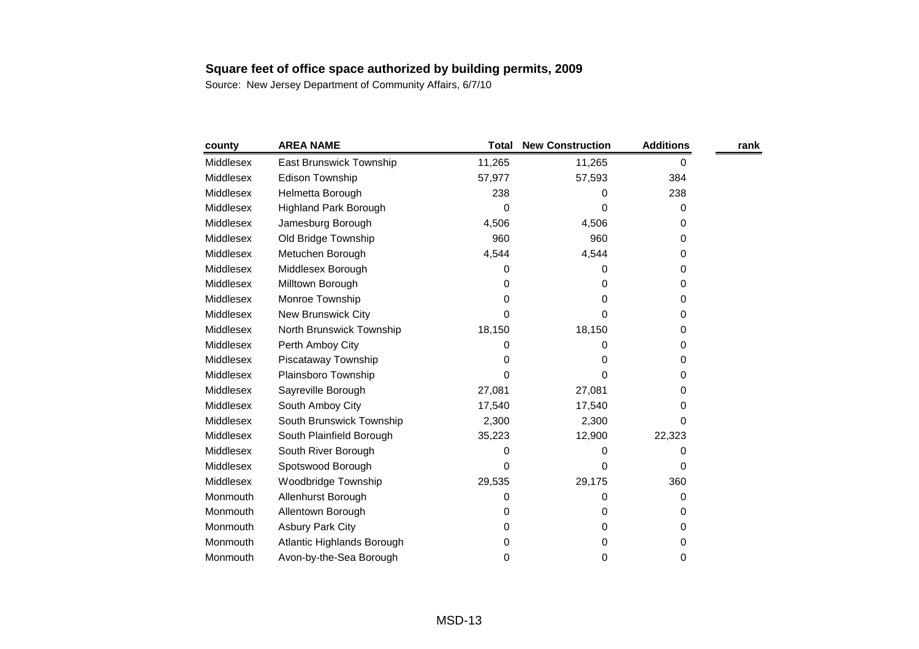## Square feet of office space authorized by building permits, 2009

Source: New Jersey Department of Community Affairs, 6/7/10

| county | AREA NAME | Total | New Construction | Additions | rank |
|---|---|---|---|---|---|
| Middlesex | East Brunswick Township | 11,265 | 11,265 | 0 | |
| Middlesex | Edison Township | 57,977 | 57,593 | 384 | |
| Middlesex | Helmetta Borough | 238 | 0 | 238 | |
| Middlesex | Highland Park Borough | 0 | 0 | 0 | |
| Middlesex | Jamesburg Borough | 4,506 | 4,506 | 0 | |
| Middlesex | Old Bridge Township | 960 | 960 | 0 | |
| Middlesex | Metuchen Borough | 4,544 | 4,544 | 0 | |
| Middlesex | Middlesex Borough | 0 | 0 | 0 | |
| Middlesex | Milltown Borough | 0 | 0 | 0 | |
| Middlesex | Monroe Township | 0 | 0 | 0 | |
| Middlesex | New Brunswick City | 0 | 0 | 0 | |
| Middlesex | North Brunswick Township | 18,150 | 18,150 | 0 | |
| Middlesex | Perth Amboy City | 0 | 0 | 0 | |
| Middlesex | Piscataway Township | 0 | 0 | 0 | |
| Middlesex | Plainsboro Township | 0 | 0 | 0 | |
| Middlesex | Sayreville Borough | 27,081 | 27,081 | 0 | |
| Middlesex | South Amboy City | 17,540 | 17,540 | 0 | |
| Middlesex | South Brunswick Township | 2,300 | 2,300 | 0 | |
| Middlesex | South Plainfield Borough | 35,223 | 12,900 | 22,323 | |
| Middlesex | South River Borough | 0 | 0 | 0 | |
| Middlesex | Spotswood Borough | 0 | 0 | 0 | |
| Middlesex | Woodbridge Township | 29,535 | 29,175 | 360 | |
| Monmouth | Allenhurst Borough | 0 | 0 | 0 | |
| Monmouth | Allentown Borough | 0 | 0 | 0 | |
| Monmouth | Asbury Park City | 0 | 0 | 0 | |
| Monmouth | Atlantic Highlands Borough | 0 | 0 | 0 | |
| Monmouth | Avon-by-the-Sea Borough | 0 | 0 | 0 | |

MSD-13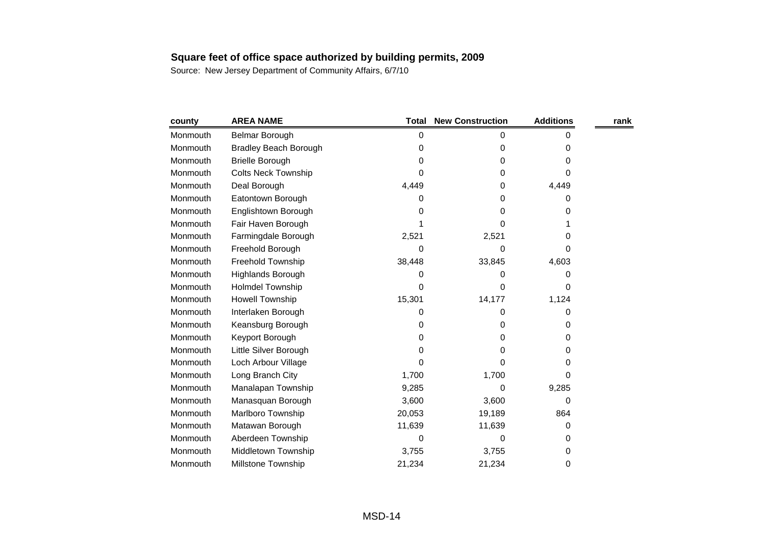## Square feet of office space authorized by building permits, 2009

Source: New Jersey Department of Community Affairs, 6/7/10

| county | AREA NAME | Total | New Construction | Additions | rank |
|---|---|---|---|---|---|
| Monmouth | Belmar Borough | 0 | 0 | 0 | |
| Monmouth | Bradley Beach Borough | 0 | 0 | 0 | |
| Monmouth | Brielle Borough | 0 | 0 | 0 | |
| Monmouth | Colts Neck Township | 0 | 0 | 0 | |
| Monmouth | Deal Borough | 4,449 | 0 | 4,449 | |
| Monmouth | Eatontown Borough | 0 | 0 | 0 | |
| Monmouth | Englishtown Borough | 0 | 0 | 0 | |
| Monmouth | Fair Haven Borough | 1 | 0 | 1 | |
| Monmouth | Farmingdale Borough | 2,521 | 2,521 | 0 | |
| Monmouth | Freehold Borough | 0 | 0 | 0 | |
| Monmouth | Freehold Township | 38,448 | 33,845 | 4,603 | |
| Monmouth | Highlands Borough | 0 | 0 | 0 | |
| Monmouth | Holmdel Township | 0 | 0 | 0 | |
| Monmouth | Howell Township | 15,301 | 14,177 | 1,124 | |
| Monmouth | Interlaken Borough | 0 | 0 | 0 | |
| Monmouth | Keansburg Borough | 0 | 0 | 0 | |
| Monmouth | Keyport Borough | 0 | 0 | 0 | |
| Monmouth | Little Silver Borough | 0 | 0 | 0 | |
| Monmouth | Loch Arbour Village | 0 | 0 | 0 | |
| Monmouth | Long Branch City | 1,700 | 1,700 | 0 | |
| Monmouth | Manalapan Township | 9,285 | 0 | 9,285 | |
| Monmouth | Manasquan Borough | 3,600 | 3,600 | 0 | |
| Monmouth | Marlboro Township | 20,053 | 19,189 | 864 | |
| Monmouth | Matawan Borough | 11,639 | 11,639 | 0 | |
| Monmouth | Aberdeen Township | 0 | 0 | 0 | |
| Monmouth | Middletown Township | 3,755 | 3,755 | 0 | |
| Monmouth | Millstone Township | 21,234 | 21,234 | 0 | |

MSD-14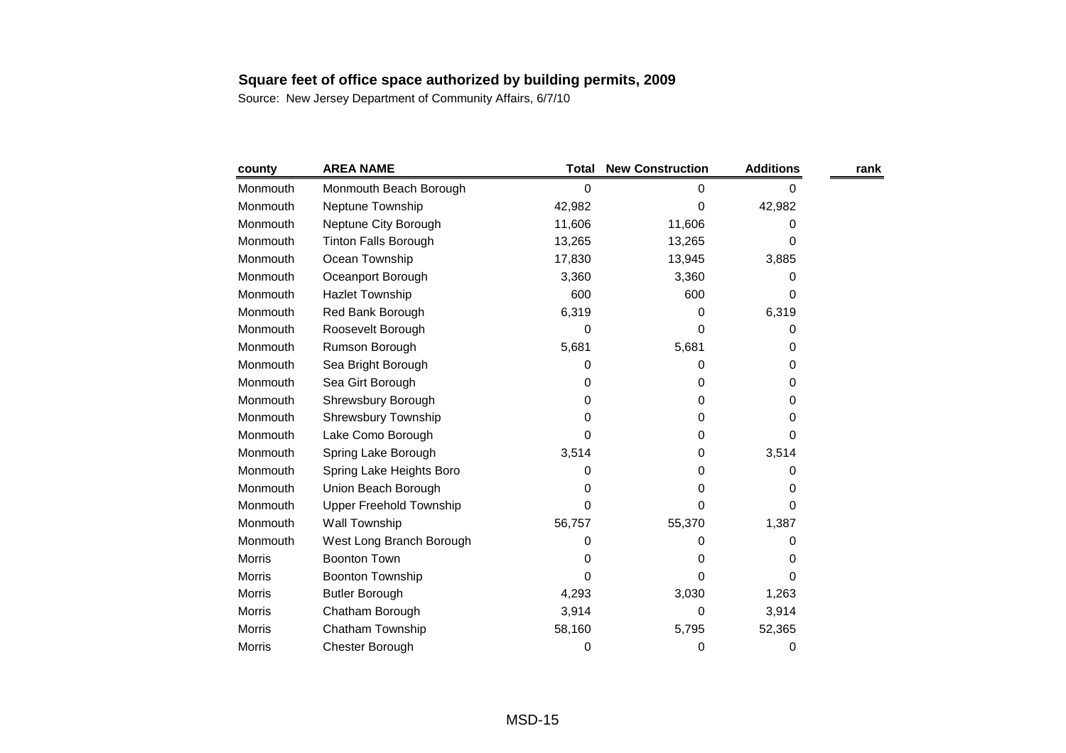## Square feet of office space authorized by building permits, 2009

Source: New Jersey Department of Community Affairs, 6/7/10

| county | AREA NAME | Total | New Construction | Additions | rank |
|---|---|---|---|---|---|
| Monmouth | Monmouth Beach Borough | 0 | 0 | 0 | |
| Monmouth | Neptune Township | 42,982 | 0 | 42,982 | |
| Monmouth | Neptune City Borough | 11,606 | 11,606 | 0 | |
| Monmouth | Tinton Falls Borough | 13,265 | 13,265 | 0 | |
| Monmouth | Ocean Township | 17,830 | 13,945 | 3,885 | |
| Monmouth | Oceanport Borough | 3,360 | 3,360 | 0 | |
| Monmouth | Hazlet Township | 600 | 600 | 0 | |
| Monmouth | Red Bank Borough | 6,319 | 0 | 6,319 | |
| Monmouth | Roosevelt Borough | 0 | 0 | 0 | |
| Monmouth | Rumson Borough | 5,681 | 5,681 | 0 | |
| Monmouth | Sea Bright Borough | 0 | 0 | 0 | |
| Monmouth | Sea Girt Borough | 0 | 0 | 0 | |
| Monmouth | Shrewsbury Borough | 0 | 0 | 0 | |
| Monmouth | Shrewsbury Township | 0 | 0 | 0 | |
| Monmouth | Lake Como Borough | 0 | 0 | 0 | |
| Monmouth | Spring Lake Borough | 3,514 | 0 | 3,514 | |
| Monmouth | Spring Lake Heights Boro | 0 | 0 | 0 | |
| Monmouth | Union Beach Borough | 0 | 0 | 0 | |
| Monmouth | Upper Freehold Township | 0 | 0 | 0 | |
| Monmouth | Wall Township | 56,757 | 55,370 | 1,387 | |
| Monmouth | West Long Branch Borough | 0 | 0 | 0 | |
| Morris | Boonton Town | 0 | 0 | 0 | |
| Morris | Boonton Township | 0 | 0 | 0 | |
| Morris | Butler Borough | 4,293 | 3,030 | 1,263 | |
| Morris | Chatham Borough | 3,914 | 0 | 3,914 | |
| Morris | Chatham Township | 58,160 | 5,795 | 52,365 | |
| Morris | Chester Borough | 0 | 0 | 0 | |

MSD-15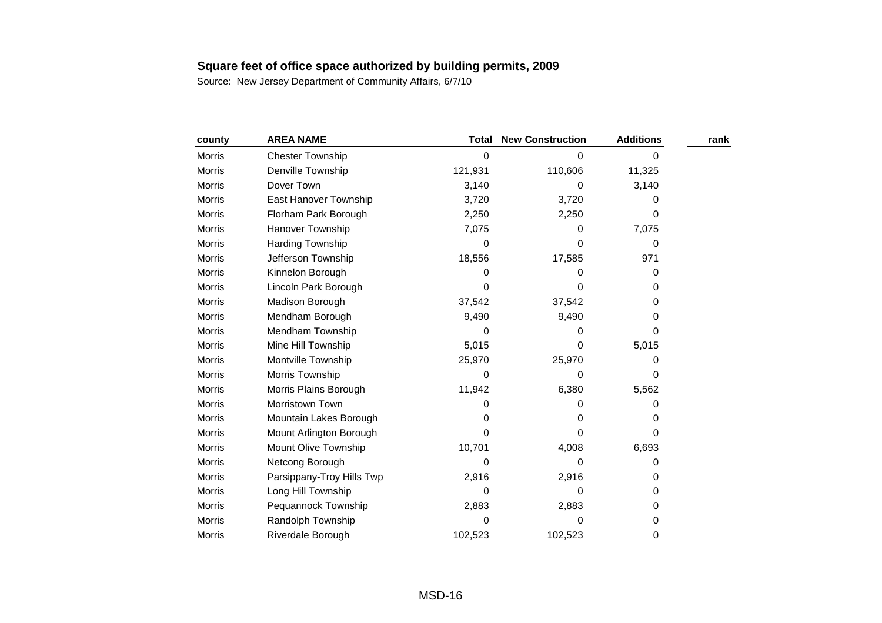**Square feet of office space authorized by building permits, 2009**

Source: New Jersey Department of Community Affairs, 6/7/10

| county | AREA NAME | Total | New Construction | Additions | rank |
|---|---|---|---|---|---|
| Morris | Chester Township | 0 | 0 | 0 | |
| Morris | Denville Township | 121,931 | 110,606 | 11,325 | |
| Morris | Dover Town | 3,140 | 0 | 3,140 | |
| Morris | East Hanover Township | 3,720 | 3,720 | 0 | |
| Morris | Florham Park Borough | 2,250 | 2,250 | 0 | |
| Morris | Hanover Township | 7,075 | 0 | 7,075 | |
| Morris | Harding Township | 0 | 0 | 0 | |
| Morris | Jefferson Township | 18,556 | 17,585 | 971 | |
| Morris | Kinnelon Borough | 0 | 0 | 0 | |
| Morris | Lincoln Park Borough | 0 | 0 | 0 | |
| Morris | Madison Borough | 37,542 | 37,542 | 0 | |
| Morris | Mendham Borough | 9,490 | 9,490 | 0 | |
| Morris | Mendham Township | 0 | 0 | 0 | |
| Morris | Mine Hill Township | 5,015 | 0 | 5,015 | |
| Morris | Montville Township | 25,970 | 25,970 | 0 | |
| Morris | Morris Township | 0 | 0 | 0 | |
| Morris | Morris Plains Borough | 11,942 | 6,380 | 5,562 | |
| Morris | Morristown Town | 0 | 0 | 0 | |
| Morris | Mountain Lakes Borough | 0 | 0 | 0 | |
| Morris | Mount Arlington Borough | 0 | 0 | 0 | |
| Morris | Mount Olive Township | 10,701 | 4,008 | 6,693 | |
| Morris | Netcong Borough | 0 | 0 | 0 | |
| Morris | Parsippany-Troy Hills Twp | 2,916 | 2,916 | 0 | |
| Morris | Long Hill Township | 0 | 0 | 0 | |
| Morris | Pequannock Township | 2,883 | 2,883 | 0 | |
| Morris | Randolph Township | 0 | 0 | 0 | |
| Morris | Riverdale Borough | 102,523 | 102,523 | 0 | |

MSD-16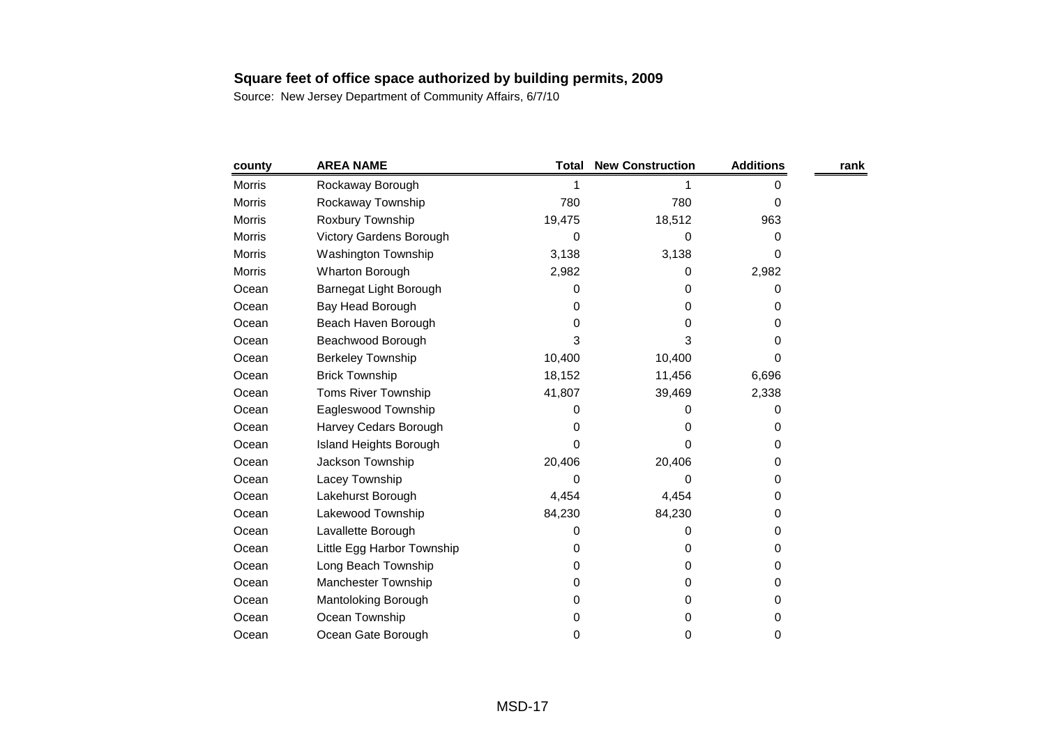**Square feet of office space authorized by building permits, 2009**

Source: New Jersey Department of Community Affairs, 6/7/10

| county | AREA NAME | Total | New Construction | Additions | rank |
|---|---|---|---|---|---|
| Morris | Rockaway Borough | 1 | 1 | 0 | |
| Morris | Rockaway Township | 780 | 780 | 0 | |
| Morris | Roxbury Township | 19,475 | 18,512 | 963 | |
| Morris | Victory Gardens Borough | 0 | 0 | 0 | |
| Morris | Washington Township | 3,138 | 3,138 | 0 | |
| Morris | Wharton Borough | 2,982 | 0 | 2,982 | |
| Ocean | Barnegat Light Borough | 0 | 0 | 0 | |
| Ocean | Bay Head Borough | 0 | 0 | 0 | |
| Ocean | Beach Haven Borough | 0 | 0 | 0 | |
| Ocean | Beachwood Borough | 3 | 3 | 0 | |
| Ocean | Berkeley Township | 10,400 | 10,400 | 0 | |
| Ocean | Brick Township | 18,152 | 11,456 | 6,696 | |
| Ocean | Toms River Township | 41,807 | 39,469 | 2,338 | |
| Ocean | Eagleswood Township | 0 | 0 | 0 | |
| Ocean | Harvey Cedars Borough | 0 | 0 | 0 | |
| Ocean | Island Heights Borough | 0 | 0 | 0 | |
| Ocean | Jackson Township | 20,406 | 20,406 | 0 | |
| Ocean | Lacey Township | 0 | 0 | 0 | |
| Ocean | Lakehurst Borough | 4,454 | 4,454 | 0 | |
| Ocean | Lakewood Township | 84,230 | 84,230 | 0 | |
| Ocean | Lavallette Borough | 0 | 0 | 0 | |
| Ocean | Little Egg Harbor Township | 0 | 0 | 0 | |
| Ocean | Long Beach Township | 0 | 0 | 0 | |
| Ocean | Manchester Township | 0 | 0 | 0 | |
| Ocean | Mantoloking Borough | 0 | 0 | 0 | |
| Ocean | Ocean Township | 0 | 0 | 0 | |
| Ocean | Ocean Gate Borough | 0 | 0 | 0 | |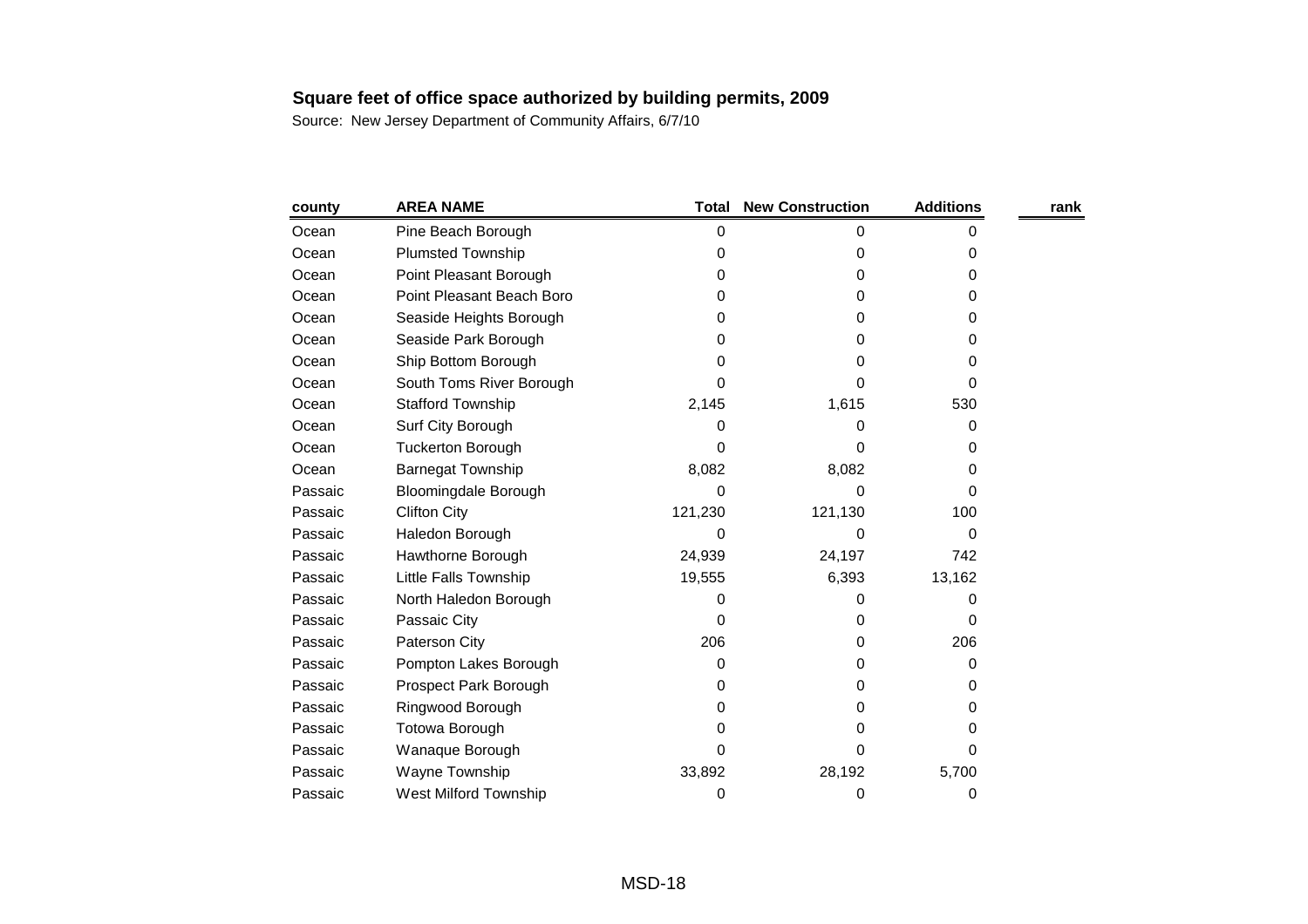**Square feet of office space authorized by building permits, 2009**

Source: New Jersey Department of Community Affairs, 6/7/10

| county | AREA NAME | Total | New Construction | Additions | rank |
|---|---|---|---|---|---|
| Ocean | Pine Beach Borough | 0 | 0 | 0 | |
| Ocean | Plumsted Township | 0 | 0 | 0 | |
| Ocean | Point Pleasant Borough | 0 | 0 | 0 | |
| Ocean | Point Pleasant Beach Boro | 0 | 0 | 0 | |
| Ocean | Seaside Heights Borough | 0 | 0 | 0 | |
| Ocean | Seaside Park Borough | 0 | 0 | 0 | |
| Ocean | Ship Bottom Borough | 0 | 0 | 0 | |
| Ocean | South Toms River Borough | 0 | 0 | 0 | |
| Ocean | Stafford Township | 2,145 | 1,615 | 530 | |
| Ocean | Surf City Borough | 0 | 0 | 0 | |
| Ocean | Tuckerton Borough | 0 | 0 | 0 | |
| Ocean | Barnegat Township | 8,082 | 8,082 | 0 | |
| Passaic | Bloomingdale Borough | 0 | 0 | 0 | |
| Passaic | Clifton City | 121,230 | 121,130 | 100 | |
| Passaic | Haledon Borough | 0 | 0 | 0 | |
| Passaic | Hawthorne Borough | 24,939 | 24,197 | 742 | |
| Passaic | Little Falls Township | 19,555 | 6,393 | 13,162 | |
| Passaic | North Haledon Borough | 0 | 0 | 0 | |
| Passaic | Passaic City | 0 | 0 | 0 | |
| Passaic | Paterson City | 206 | 0 | 206 | |
| Passaic | Pompton Lakes Borough | 0 | 0 | 0 | |
| Passaic | Prospect Park Borough | 0 | 0 | 0 | |
| Passaic | Ringwood Borough | 0 | 0 | 0 | |
| Passaic | Totowa Borough | 0 | 0 | 0 | |
| Passaic | Wanaque Borough | 0 | 0 | 0 | |
| Passaic | Wayne Township | 33,892 | 28,192 | 5,700 | |
| Passaic | West Milford Township | 0 | 0 | 0 | |

MSD-18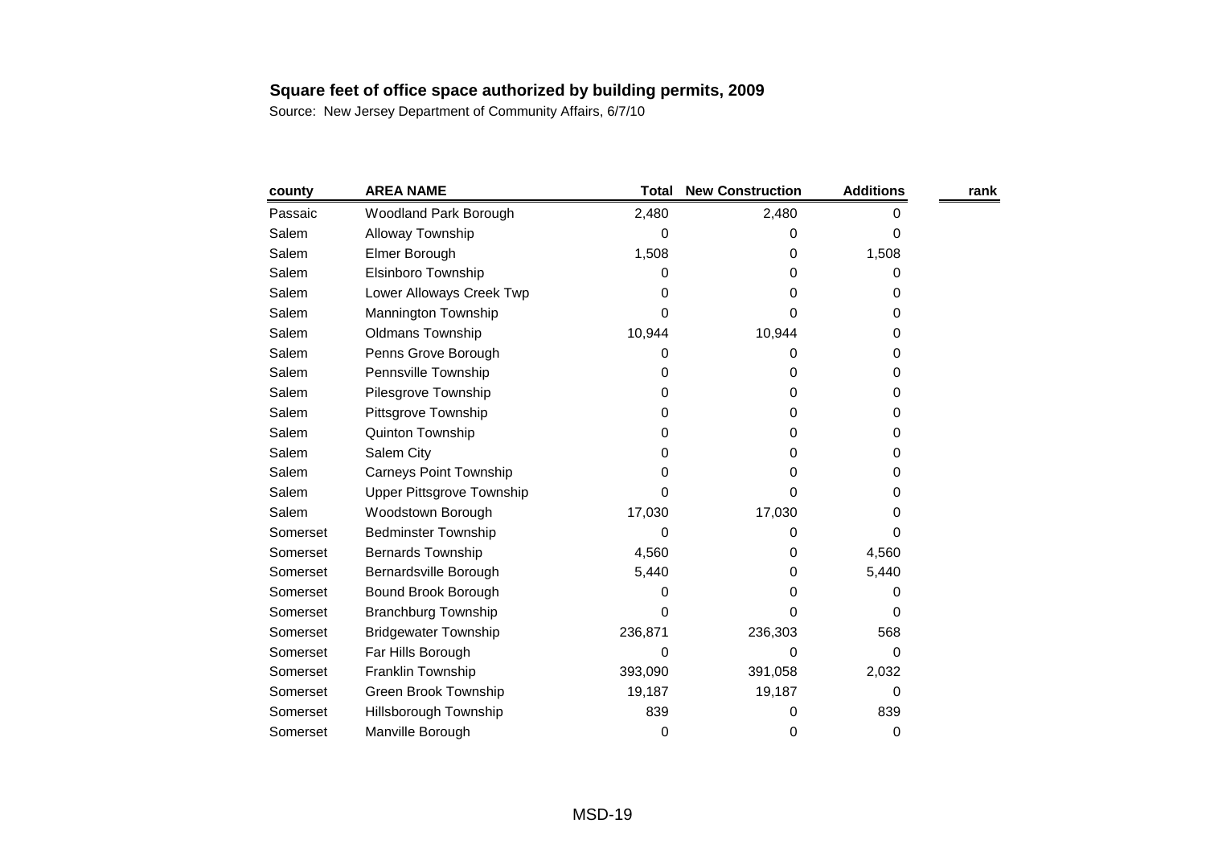**Square feet of office space authorized by building permits, 2009**

Source: New Jersey Department of Community Affairs, 6/7/10

| county | AREA NAME | Total | New Construction | Additions | rank |
|---|---|---|---|---|---|
| Passaic | Woodland Park Borough | 2,480 | 2,480 | 0 | |
| Salem | Alloway Township | 0 | 0 | 0 | |
| Salem | Elmer Borough | 1,508 | 0 | 1,508 | |
| Salem | Elsinboro Township | 0 | 0 | 0 | |
| Salem | Lower Alloways Creek Twp | 0 | 0 | 0 | |
| Salem | Mannington Township | 0 | 0 | 0 | |
| Salem | Oldmans Township | 10,944 | 10,944 | 0 | |
| Salem | Penns Grove Borough | 0 | 0 | 0 | |
| Salem | Pennsville Township | 0 | 0 | 0 | |
| Salem | Pilesgrove Township | 0 | 0 | 0 | |
| Salem | Pittsgrove Township | 0 | 0 | 0 | |
| Salem | Quinton Township | 0 | 0 | 0 | |
| Salem | Salem City | 0 | 0 | 0 | |
| Salem | Carneys Point Township | 0 | 0 | 0 | |
| Salem | Upper Pittsgrove Township | 0 | 0 | 0 | |
| Salem | Woodstown Borough | 17,030 | 17,030 | 0 | |
| Somerset | Bedminster Township | 0 | 0 | 0 | |
| Somerset | Bernards Township | 4,560 | 0 | 4,560 | |
| Somerset | Bernardsville Borough | 5,440 | 0 | 5,440 | |
| Somerset | Bound Brook Borough | 0 | 0 | 0 | |
| Somerset | Branchburg Township | 0 | 0 | 0 | |
| Somerset | Bridgewater Township | 236,871 | 236,303 | 568 | |
| Somerset | Far Hills Borough | 0 | 0 | 0 | |
| Somerset | Franklin Township | 393,090 | 391,058 | 2,032 | |
| Somerset | Green Brook Township | 19,187 | 19,187 | 0 | |
| Somerset | Hillsborough Township | 839 | 0 | 839 | |
| Somerset | Manville Borough | 0 | 0 | 0 | |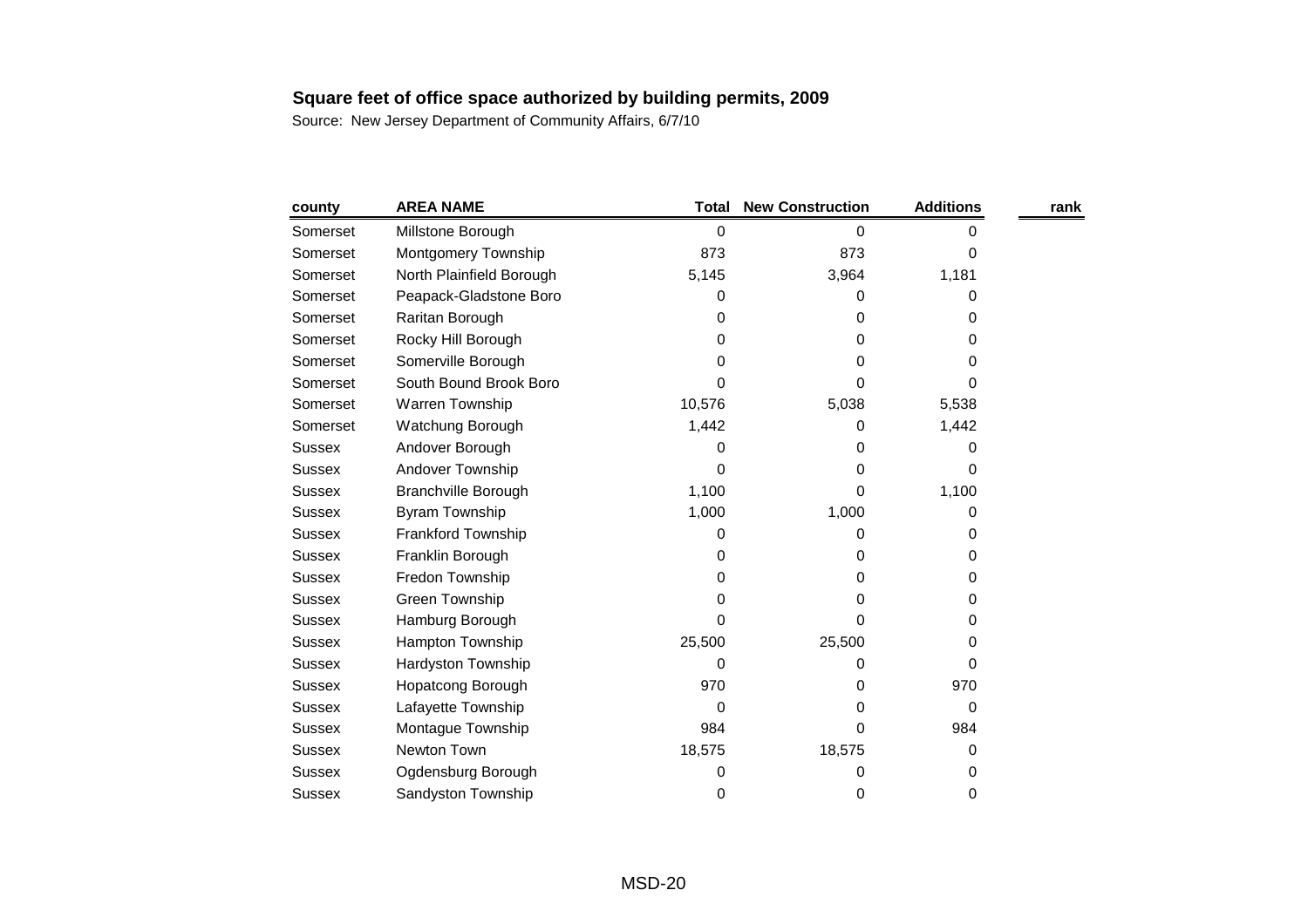## Square feet of office space authorized by building permits, 2009

Source: New Jersey Department of Community Affairs, 6/7/10

| county | AREA NAME | Total | New Construction | Additions | rank |
|---|---|---|---|---|---|
| Somerset | Millstone Borough | 0 | 0 | 0 | |
| Somerset | Montgomery Township | 873 | 873 | 0 | |
| Somerset | North Plainfield Borough | 5,145 | 3,964 | 1,181 | |
| Somerset | Peapack-Gladstone Boro | 0 | 0 | 0 | |
| Somerset | Raritan Borough | 0 | 0 | 0 | |
| Somerset | Rocky Hill Borough | 0 | 0 | 0 | |
| Somerset | Somerville Borough | 0 | 0 | 0 | |
| Somerset | South Bound Brook Boro | 0 | 0 | 0 | |
| Somerset | Warren Township | 10,576 | 5,038 | 5,538 | |
| Somerset | Watchung Borough | 1,442 | 0 | 1,442 | |
| Sussex | Andover Borough | 0 | 0 | 0 | |
| Sussex | Andover Township | 0 | 0 | 0 | |
| Sussex | Branchville Borough | 1,100 | 0 | 1,100 | |
| Sussex | Byram Township | 1,000 | 1,000 | 0 | |
| Sussex | Frankford Township | 0 | 0 | 0 | |
| Sussex | Franklin Borough | 0 | 0 | 0 | |
| Sussex | Fredon Township | 0 | 0 | 0 | |
| Sussex | Green Township | 0 | 0 | 0 | |
| Sussex | Hamburg Borough | 0 | 0 | 0 | |
| Sussex | Hampton Township | 25,500 | 25,500 | 0 | |
| Sussex | Hardyston Township | 0 | 0 | 0 | |
| Sussex | Hopatcong Borough | 970 | 0 | 970 | |
| Sussex | Lafayette Township | 0 | 0 | 0 | |
| Sussex | Montague Township | 984 | 0 | 984 | |
| Sussex | Newton Town | 18,575 | 18,575 | 0 | |
| Sussex | Ogdensburg Borough | 0 | 0 | 0 | |
| Sussex | Sandyston Township | 0 | 0 | 0 | |

MSD-20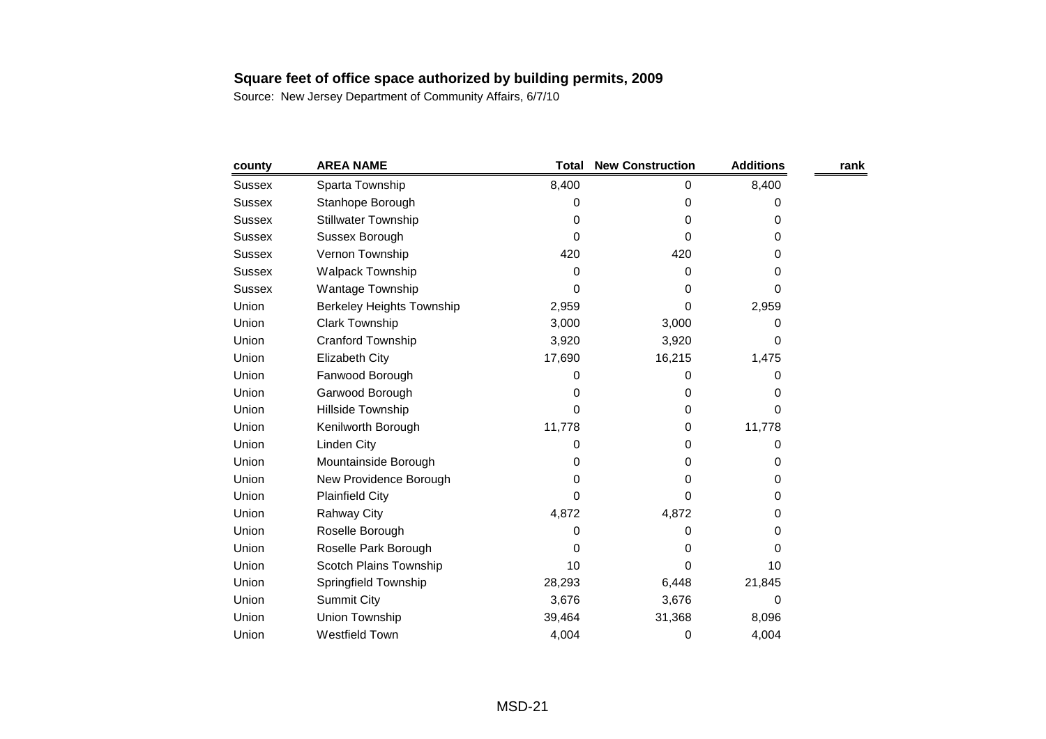**Square feet of office space authorized by building permits, 2009**

Source: New Jersey Department of Community Affairs, 6/7/10

| county | AREA NAME | Total | New Construction | Additions | rank |
|---|---|---|---|---|---|
| Sussex | Sparta Township | 8,400 | 0 | 8,400 | |
| Sussex | Stanhope Borough | 0 | 0 | 0 | |
| Sussex | Stillwater Township | 0 | 0 | 0 | |
| Sussex | Sussex Borough | 0 | 0 | 0 | |
| Sussex | Vernon Township | 420 | 420 | 0 | |
| Sussex | Walpack Township | 0 | 0 | 0 | |
| Sussex | Wantage Township | 0 | 0 | 0 | |
| Union | Berkeley Heights Township | 2,959 | 0 | 2,959 | |
| Union | Clark Township | 3,000 | 3,000 | 0 | |
| Union | Cranford Township | 3,920 | 3,920 | 0 | |
| Union | Elizabeth City | 17,690 | 16,215 | 1,475 | |
| Union | Fanwood Borough | 0 | 0 | 0 | |
| Union | Garwood Borough | 0 | 0 | 0 | |
| Union | Hillside Township | 0 | 0 | 0 | |
| Union | Kenilworth Borough | 11,778 | 0 | 11,778 | |
| Union | Linden City | 0 | 0 | 0 | |
| Union | Mountainside Borough | 0 | 0 | 0 | |
| Union | New Providence Borough | 0 | 0 | 0 | |
| Union | Plainfield City | 0 | 0 | 0 | |
| Union | Rahway City | 4,872 | 4,872 | 0 | |
| Union | Roselle Borough | 0 | 0 | 0 | |
| Union | Roselle Park Borough | 0 | 0 | 0 | |
| Union | Scotch Plains Township | 10 | 0 | 10 | |
| Union | Springfield Township | 28,293 | 6,448 | 21,845 | |
| Union | Summit City | 3,676 | 3,676 | 0 | |
| Union | Union Township | 39,464 | 31,368 | 8,096 | |
| Union | Westfield Town | 4,004 | 0 | 4,004 | |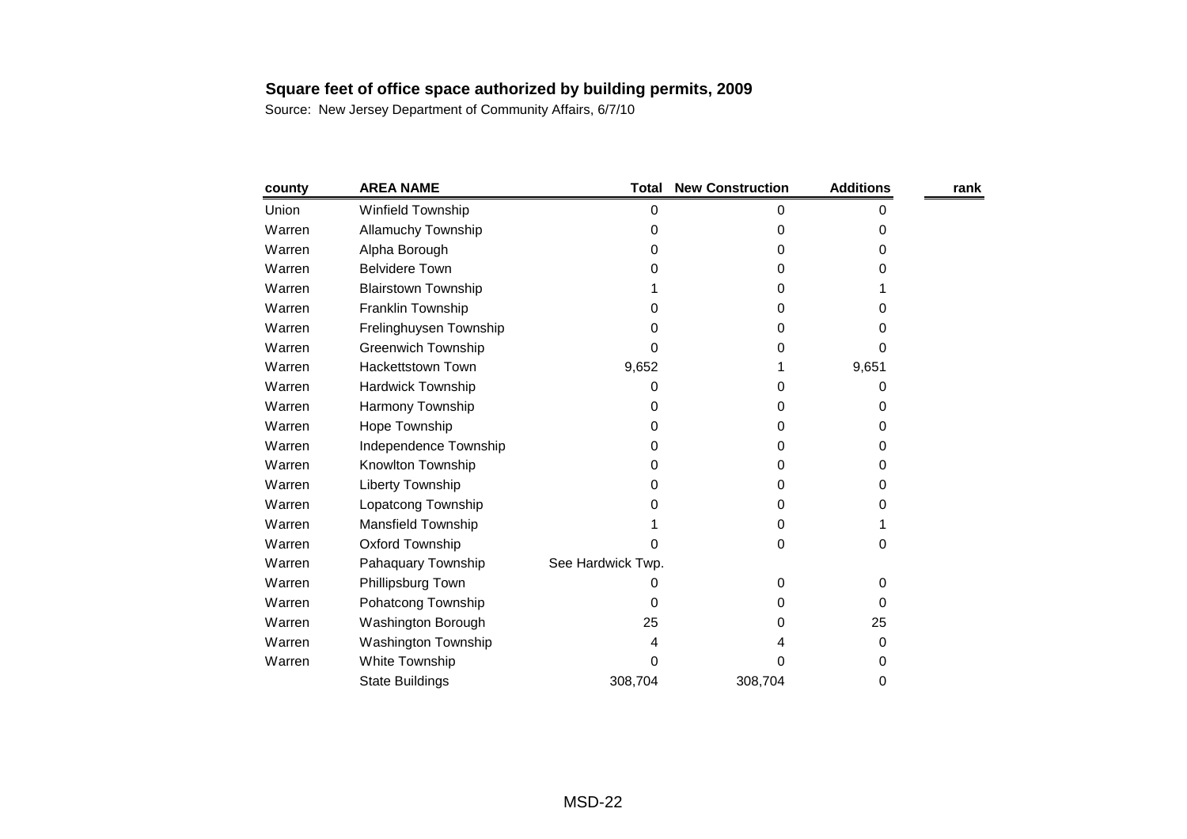**Square feet of office space authorized by building permits, 2009**

Source: New Jersey Department of Community Affairs, 6/7/10

| county | AREA NAME | Total | New Construction | Additions | rank |
|---|---|---|---|---|---|
| Union | Winfield Township | 0 | 0 | 0 | |
| Warren | Allamuchy Township | 0 | 0 | 0 | |
| Warren | Alpha Borough | 0 | 0 | 0 | |
| Warren | Belvidere Town | 0 | 0 | 0 | |
| Warren | Blairstown Township | 1 | 0 | 1 | |
| Warren | Franklin Township | 0 | 0 | 0 | |
| Warren | Frelinghuysen Township | 0 | 0 | 0 | |
| Warren | Greenwich Township | 0 | 0 | 0 | |
| Warren | Hackettstown Town | 9,652 | 1 | 9,651 | |
| Warren | Hardwick Township | 0 | 0 | 0 | |
| Warren | Harmony Township | 0 | 0 | 0 | |
| Warren | Hope Township | 0 | 0 | 0 | |
| Warren | Independence Township | 0 | 0 | 0 | |
| Warren | Knowlton Township | 0 | 0 | 0 | |
| Warren | Liberty Township | 0 | 0 | 0 | |
| Warren | Lopatcong Township | 0 | 0 | 0 | |
| Warren | Mansfield Township | 1 | 0 | 1 | |
| Warren | Oxford Township | 0 | 0 | 0 | |
| Warren | Pahaquary Township | See Hardwick Twp. | | | |
| Warren | Phillipsburg Town | 0 | 0 | 0 | |
| Warren | Pohatcong Township | 0 | 0 | 0 | |
| Warren | Washington Borough | 25 | 0 | 25 | |
| Warren | Washington Township | 4 | 4 | 0 | |
| Warren | White Township | 0 | 0 | 0 | |
| | State Buildings | 308,704 | 308,704 | 0 | |